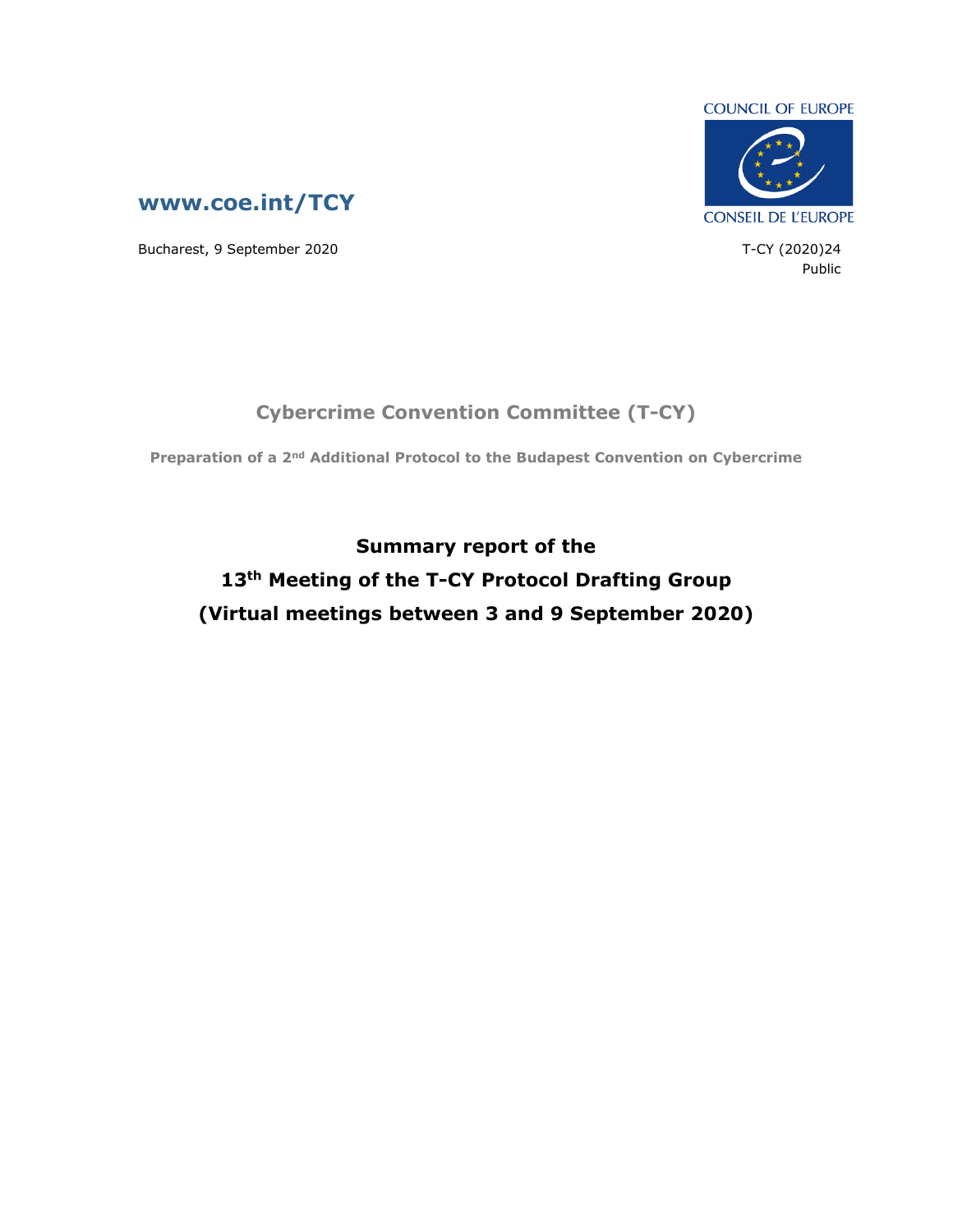COUNCIL OF EUROPE

CONSEIL DE L'EUROPE

**www.coe.int/TCY**

Bucharest, 9 September 2020

T-CY (2020)24

Public

## Cybercrime Convention Committee (T-CY)

**Preparation of a 2nd Additional Protocol to the Budapest Convention on Cybercrime**

# Summary report of the 13th Meeting of the T-CY Protocol Drafting Group (Virtual meetings between 3 and 9 September 2020)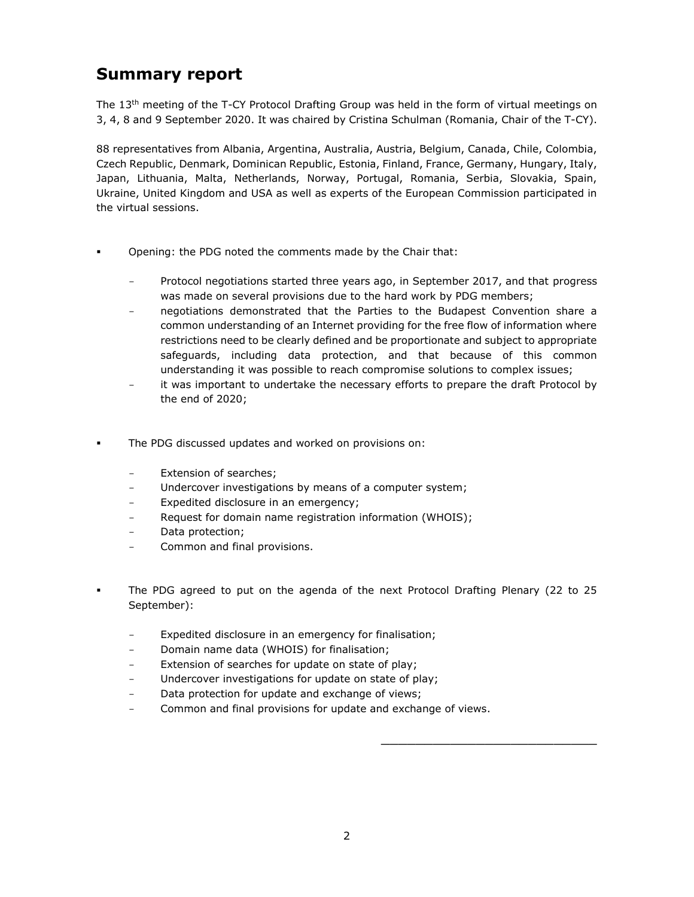## Summary report

The 13th meeting of the T-CY Protocol Drafting Group was held in the form of virtual meetings on 3, 4, 8 and 9 September 2020. It was chaired by Cristina Schulman (Romania, Chair of the T-CY).

88 representatives from Albania, Argentina, Australia, Austria, Belgium, Canada, Chile, Colombia, Czech Republic, Denmark, Dominican Republic, Estonia, Finland, France, Germany, Hungary, Italy, Japan, Lithuania, Malta, Netherlands, Norway, Portugal, Romania, Serbia, Slovakia, Spain, Ukraine, United Kingdom and USA as well as experts of the European Commission participated in the virtual sessions.

- Opening: the PDG noted the comments made by the Chair that:
  - Protocol negotiations started three years ago, in September 2017, and that progress was made on several provisions due to the hard work by PDG members;
  - negotiations demonstrated that the Parties to the Budapest Convention share a common understanding of an Internet providing for the free flow of information where restrictions need to be clearly defined and be proportionate and subject to appropriate safeguards, including data protection, and that because of this common understanding it was possible to reach compromise solutions to complex issues;
  - it was important to undertake the necessary efforts to prepare the draft Protocol by the end of 2020;

- The PDG discussed updates and worked on provisions on:
  - Extension of searches;
  - Undercover investigations by means of a computer system;
  - Expedited disclosure in an emergency;
  - Request for domain name registration information (WHOIS);
  - Data protection;
  - Common and final provisions.

- The PDG agreed to put on the agenda of the next Protocol Drafting Plenary (22 to 25 September):
  - Expedited disclosure in an emergency for finalisation;
  - Domain name data (WHOIS) for finalisation;
  - Extension of searches for update on state of play;
  - Undercover investigations for update on state of play;
  - Data protection for update and exchange of views;
  - Common and final provisions for update and exchange of views.